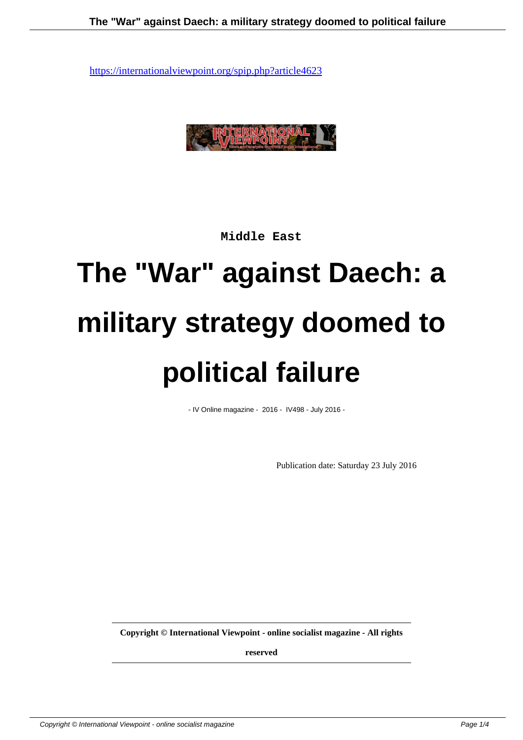https://internationalviewpoint.org/spip.php?article4623

Middle East

# The "War" against Daech: a military strategy doomed to political failure

- IV Online magazine - 2016 - IV498 - July 2016 -

Publication date: Saturday 23 July 2016

**Copyright © International Viewpoint - online socialist magazine - All rights reserved**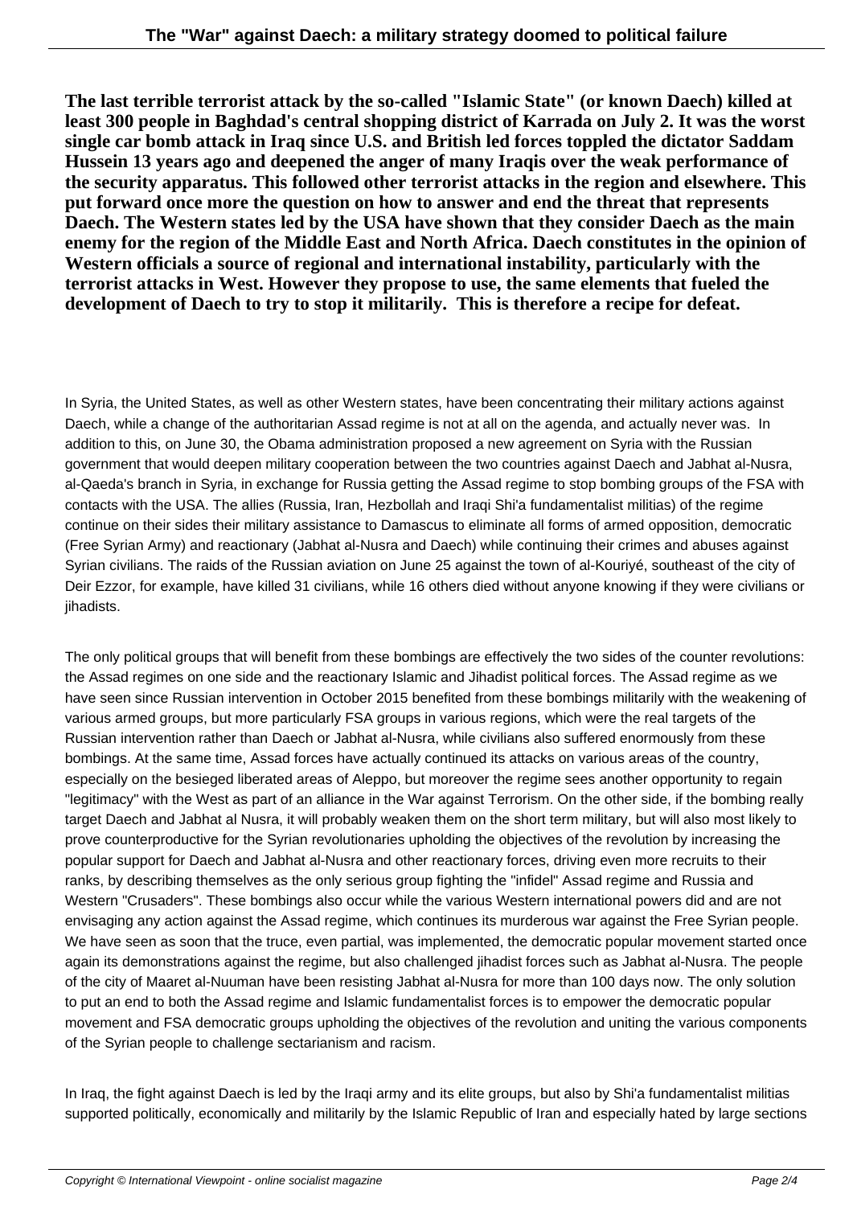**The last terrible terrorist attack by the so-called "Islamic State" (or known Daech) killed at least 300 people in Baghdad's central shopping district of Karrada on July 2. It was the worst single car bomb attack in Iraq since U.S. and British led forces toppled the dictator Saddam Hussein 13 years ago and deepened the anger of many Iraqis over the weak performance of the security apparatus. This followed other terrorist attacks in the region and elsewhere. This put forward once more the question on how to answer and end the threat that represents Daech. The Western states led by the USA have shown that they consider Daech as the main enemy for the region of the Middle East and North Africa. Daech constitutes in the opinion of Western officials a source of regional and international instability, particularly with the terrorist attacks in West. However they propose to use, the same elements that fueled the development of Daech to try to stop it militarily. This is therefore a recipe for defeat.**

In Syria, the United States, as well as other Western states, have been concentrating their military actions against Daech, while a change of the authoritarian Assad regime is not at all on the agenda, and actually never was. In addition to this, on June 30, the Obama administration proposed a new agreement on Syria with the Russian government that would deepen military cooperation between the two countries against Daech and Jabhat al-Nusra, al-Qaeda's branch in Syria, in exchange for Russia getting the Assad regime to stop bombing groups of the FSA with contacts with the USA. The allies (Russia, Iran, Hezbollah and Iraqi Shi'a fundamentalist militias) of the regime continue on their sides their military assistance to Damascus to eliminate all forms of armed opposition, democratic (Free Syrian Army) and reactionary (Jabhat al-Nusra and Daech) while continuing their crimes and abuses against Syrian civilians. The raids of the Russian aviation on June 25 against the town of al-Kouriyé, southeast of the city of Deir Ezzor, for example, have killed 31 civilians, while 16 others died without anyone knowing if they were civilians or jihadists.

The only political groups that will benefit from these bombings are effectively the two sides of the counter revolutions: the Assad regimes on one side and the reactionary Islamic and Jihadist political forces. The Assad regime as we have seen since Russian intervention in October 2015 benefited from these bombings militarily with the weakening of various armed groups, but more particularly FSA groups in various regions, which were the real targets of the Russian intervention rather than Daech or Jabhat al-Nusra, while civilians also suffered enormously from these bombings. At the same time, Assad forces have actually continued its attacks on various areas of the country, especially on the besieged liberated areas of Aleppo, but moreover the regime sees another opportunity to regain "legitimacy" with the West as part of an alliance in the War against Terrorism. On the other side, if the bombing really target Daech and Jabhat al Nusra, it will probably weaken them on the short term military, but will also most likely to prove counterproductive for the Syrian revolutionaries upholding the objectives of the revolution by increasing the popular support for Daech and Jabhat al-Nusra and other reactionary forces, driving even more recruits to their ranks, by describing themselves as the only serious group fighting the "infidel" Assad regime and Russia and Western "Crusaders". These bombings also occur while the various Western international powers did and are not envisaging any action against the Assad regime, which continues its murderous war against the Free Syrian people. We have seen as soon that the truce, even partial, was implemented, the democratic popular movement started once again its demonstrations against the regime, but also challenged jihadist forces such as Jabhat al-Nusra. The people of the city of Maaret al-Nuuman have been resisting Jabhat al-Nusra for more than 100 days now. The only solution to put an end to both the Assad regime and Islamic fundamentalist forces is to empower the democratic popular movement and FSA democratic groups upholding the objectives of the revolution and uniting the various components of the Syrian people to challenge sectarianism and racism.

In Iraq, the fight against Daech is led by the Iraqi army and its elite groups, but also by Shi'a fundamentalist militias supported politically, economically and militarily by the Islamic Republic of Iran and especially hated by large sections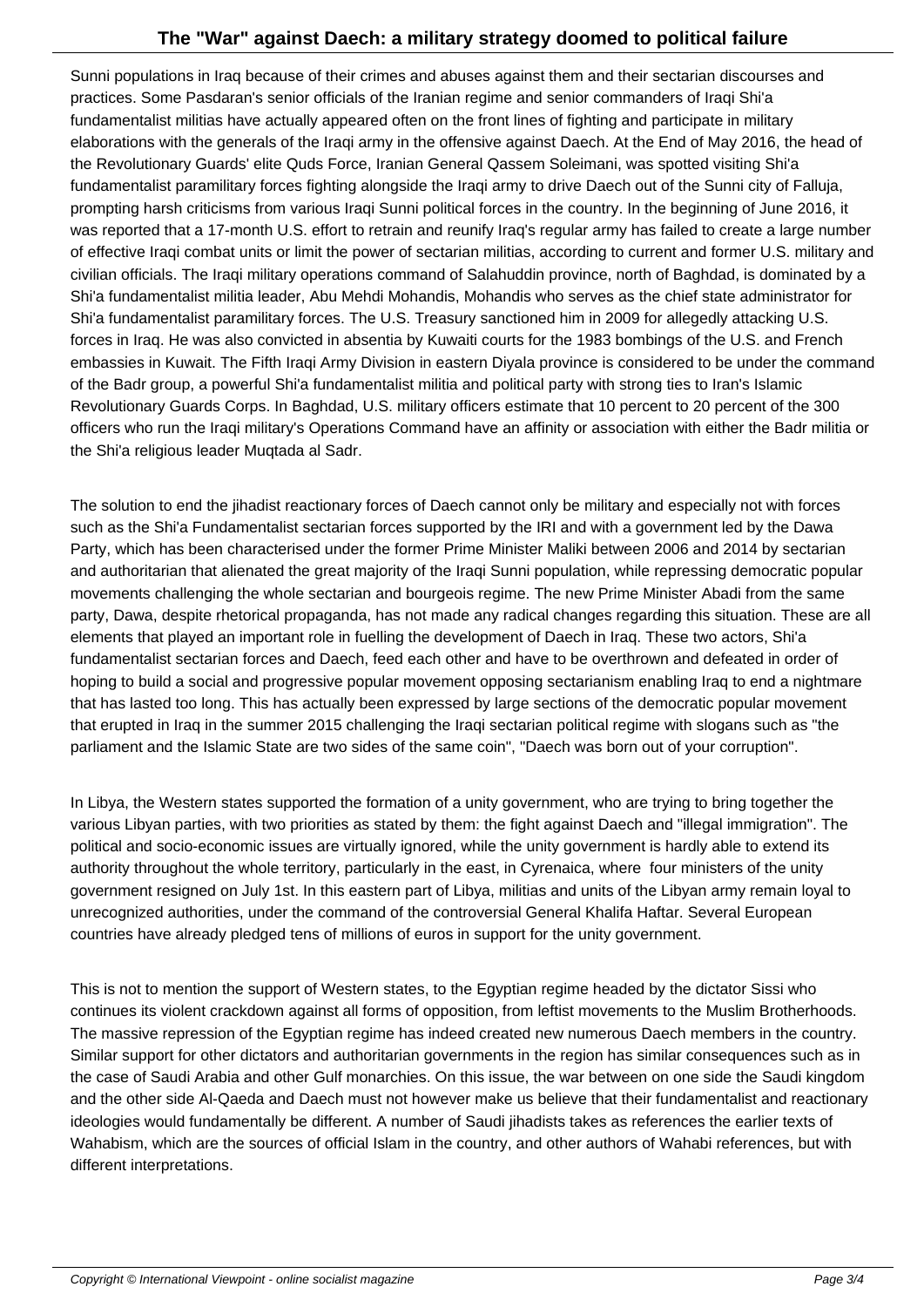Sunni populations in Iraq because of their crimes and abuses against them and their sectarian discourses and practices. Some Pasdaran's senior officials of the Iranian regime and senior commanders of Iraqi Shi'a fundamentalist militias have actually appeared often on the front lines of fighting and participate in military elaborations with the generals of the Iraqi army in the offensive against Daech. At the End of May 2016, the head of the Revolutionary Guards' elite Quds Force, Iranian General Qassem Soleimani, was spotted visiting Shi'a fundamentalist paramilitary forces fighting alongside the Iraqi army to drive Daech out of the Sunni city of Falluja, prompting harsh criticisms from various Iraqi Sunni political forces in the country. In the beginning of June 2016, it was reported that a 17-month U.S. effort to retrain and reunify Iraq's regular army has failed to create a large number of effective Iraqi combat units or limit the power of sectarian militias, according to current and former U.S. military and civilian officials. The Iraqi military operations command of Salahuddin province, north of Baghdad, is dominated by a Shi'a fundamentalist militia leader, Abu Mehdi Mohandis, Mohandis who serves as the chief state administrator for Shi'a fundamentalist paramilitary forces. The U.S. Treasury sanctioned him in 2009 for allegedly attacking U.S. forces in Iraq. He was also convicted in absentia by Kuwaiti courts for the 1983 bombings of the U.S. and French embassies in Kuwait. The Fifth Iraqi Army Division in eastern Diyala province is considered to be under the command of the Badr group, a powerful Shi'a fundamentalist militia and political party with strong ties to Iran's Islamic Revolutionary Guards Corps. In Baghdad, U.S. military officers estimate that 10 percent to 20 percent of the 300 officers who run the Iraqi military's Operations Command have an affinity or association with either the Badr militia or the Shi'a religious leader Muqtada al Sadr.

The solution to end the jihadist reactionary forces of Daech cannot only be military and especially not with forces such as the Shi'a Fundamentalist sectarian forces supported by the IRI and with a government led by the Dawa Party, which has been characterised under the former Prime Minister Maliki between 2006 and 2014 by sectarian and authoritarian that alienated the great majority of the Iraqi Sunni population, while repressing democratic popular movements challenging the whole sectarian and bourgeois regime. The new Prime Minister Abadi from the same party, Dawa, despite rhetorical propaganda, has not made any radical changes regarding this situation. These are all elements that played an important role in fuelling the development of Daech in Iraq. These two actors, Shi'a fundamentalist sectarian forces and Daech, feed each other and have to be overthrown and defeated in order of hoping to build a social and progressive popular movement opposing sectarianism enabling Iraq to end a nightmare that has lasted too long. This has actually been expressed by large sections of the democratic popular movement that erupted in Iraq in the summer 2015 challenging the Iraqi sectarian political regime with slogans such as "the parliament and the Islamic State are two sides of the same coin", "Daech was born out of your corruption".

In Libya, the Western states supported the formation of a unity government, who are trying to bring together the various Libyan parties, with two priorities as stated by them: the fight against Daech and "illegal immigration". The political and socio-economic issues are virtually ignored, while the unity government is hardly able to extend its authority throughout the whole territory, particularly in the east, in Cyrenaica, where four ministers of the unity government resigned on July 1st. In this eastern part of Libya, militias and units of the Libyan army remain loyal to unrecognized authorities, under the command of the controversial General Khalifa Haftar. Several European countries have already pledged tens of millions of euros in support for the unity government.

This is not to mention the support of Western states, to the Egyptian regime headed by the dictator Sissi who continues its violent crackdown against all forms of opposition, from leftist movements to the Muslim Brotherhoods. The massive repression of the Egyptian regime has indeed created new numerous Daech members in the country. Similar support for other dictators and authoritarian governments in the region has similar consequences such as in the case of Saudi Arabia and other Gulf monarchies. On this issue, the war between on one side the Saudi kingdom and the other side Al-Qaeda and Daech must not however make us believe that their fundamentalist and reactionary ideologies would fundamentally be different. A number of Saudi jihadists takes as references the earlier texts of Wahabism, which are the sources of official Islam in the country, and other authors of Wahabi references, but with different interpretations.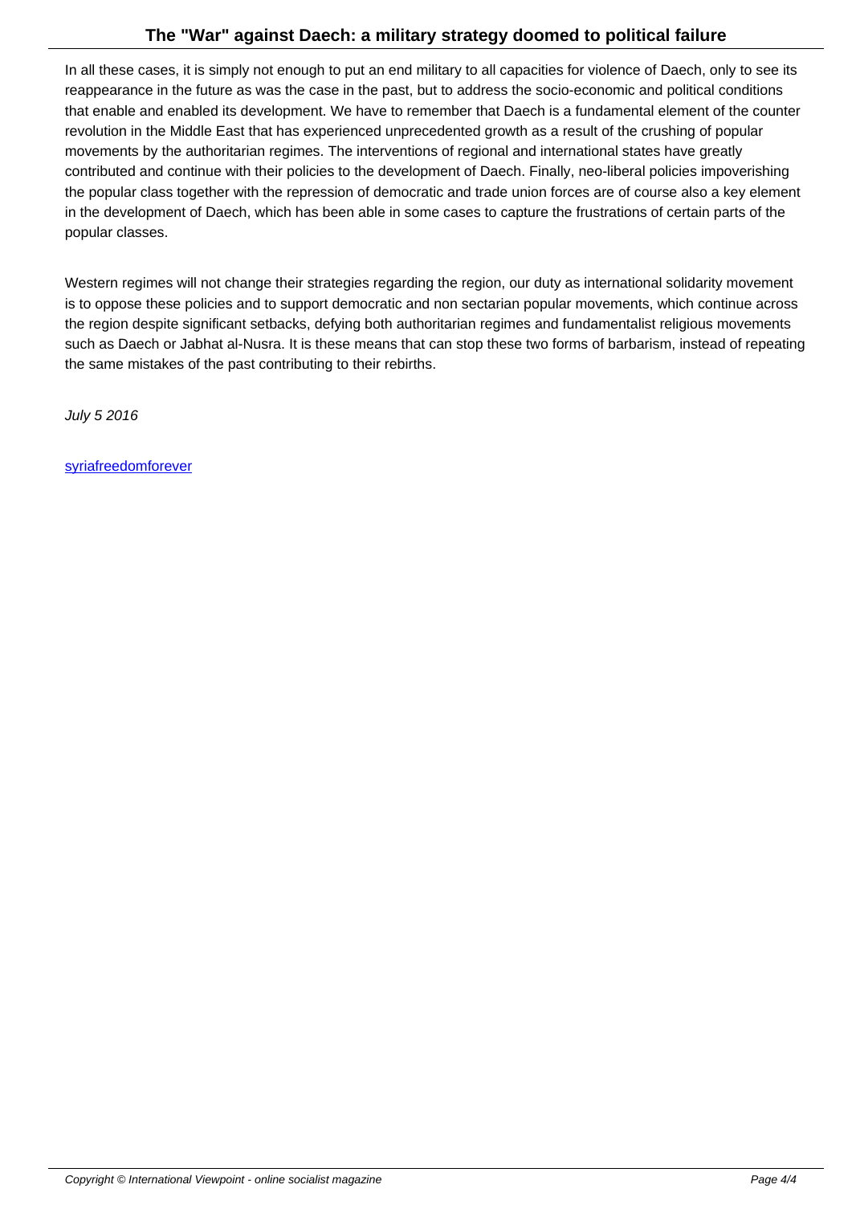In all these cases, it is simply not enough to put an end military to all capacities for violence of Daech, only to see its reappearance in the future as was the case in the past, but to address the socio-economic and political conditions that enable and enabled its development. We have to remember that Daech is a fundamental element of the counter revolution in the Middle East that has experienced unprecedented growth as a result of the crushing of popular movements by the authoritarian regimes. The interventions of regional and international states have greatly contributed and continue with their policies to the development of Daech. Finally, neo-liberal policies impoverishing the popular class together with the repression of democratic and trade union forces are of course also a key element in the development of Daech, which has been able in some cases to capture the frustrations of certain parts of the popular classes.

Western regimes will not change their strategies regarding the region, our duty as international solidarity movement is to oppose these policies and to support democratic and non sectarian popular movements, which continue across the region despite significant setbacks, defying both authoritarian regimes and fundamentalist religious movements such as Daech or Jabhat al-Nusra. It is these means that can stop these two forms of barbarism, instead of repeating the same mistakes of the past contributing to their rebirths.

*July 5 2016*

syriafreedomforever